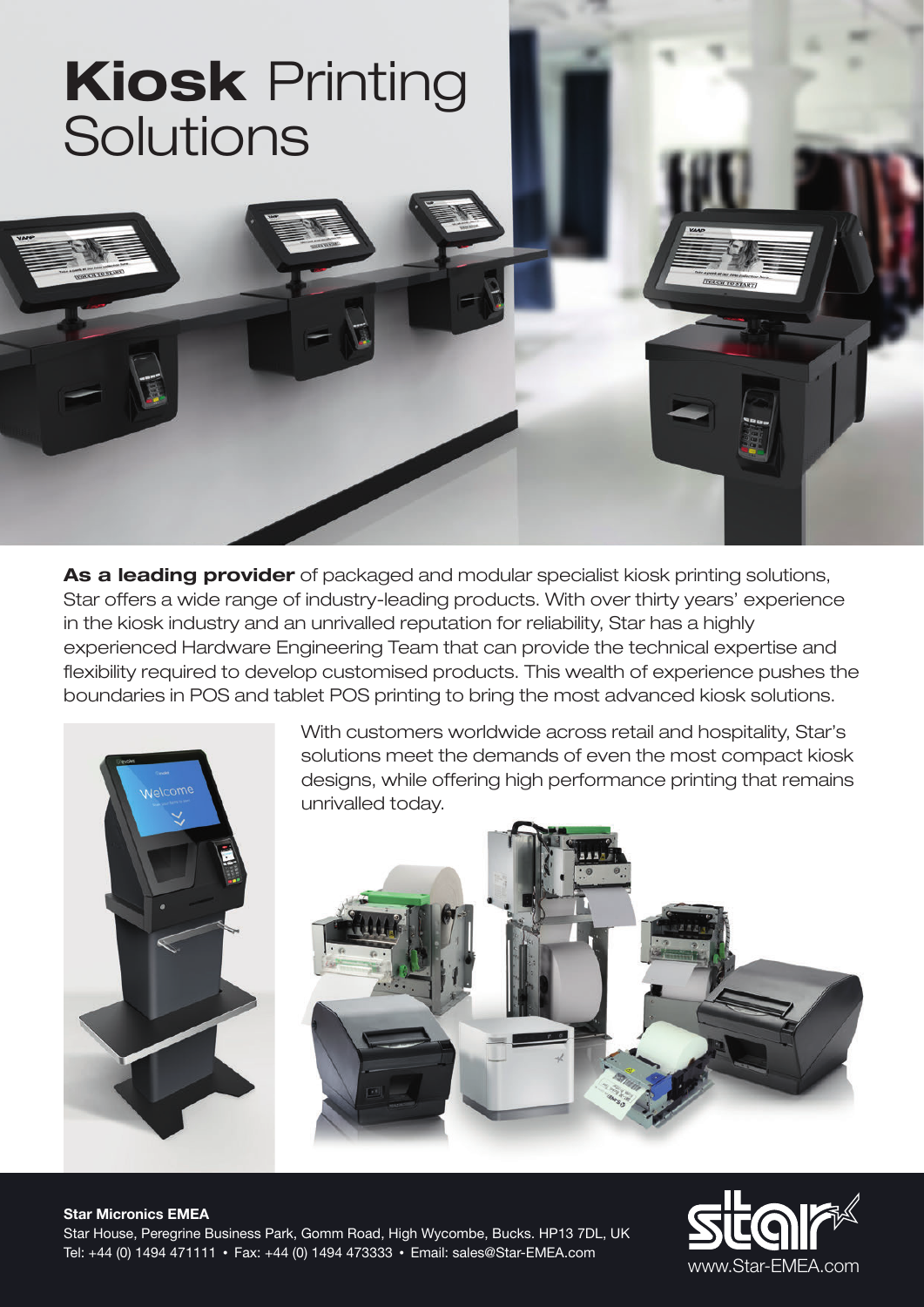# **Kiosk** Printing Solutions

**As a leading provider** of packaged and modular specialist kiosk printing solutions, Star offers a wide range of industry-leading products. With over thirty years' experience in the kiosk industry and an unrivalled reputation for reliability, Star has a highly experienced Hardware Engineering Team that can provide the technical expertise and flexibility required to develop customised products. This wealth of experience pushes the boundaries in POS and tablet POS printing to bring the most advanced kiosk solutions.

With customers worldwide across retail and hospitality, Star's solutions meet the demands of even the most compact kiosk designs, while offering high performance printing that remains unrivalled today.

**Star Micronics EMEA**
Star House, Peregrine Business Park, Gomm Road, High Wycombe, Bucks. HP13 7DL, UK
Tel: +44 (0) 1494 471111 • Fax: +44 (0) 1494 473333 • Email: sales@Star-EMEA.com

www.Star-EMEA.com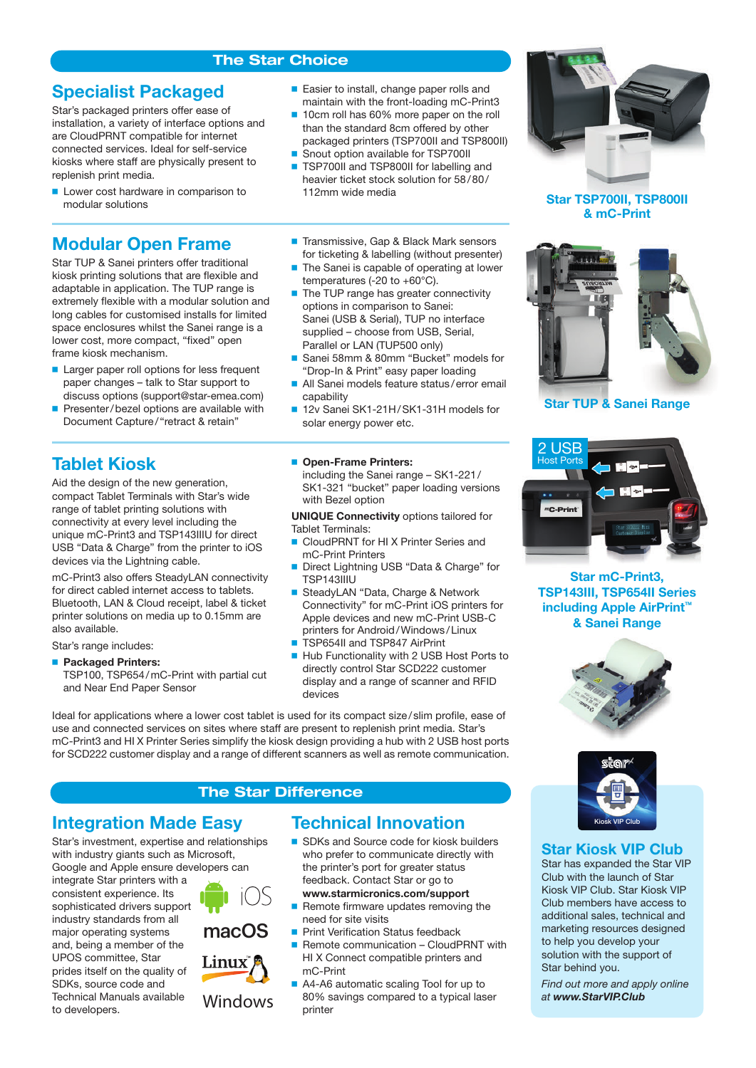## The Star Choice

### Specialist Packaged

Star's packaged printers offer ease of installation, a variety of interface options and are CloudPRNT compatible for internet connected services. Ideal for self-service kiosks where staff are physically present to replenish print media.

- Lower cost hardware in comparison to modular solutions
- Easier to install, change paper rolls and maintain with the front-loading mC-Print3
- 10cm roll has 60% more paper on the roll than the standard 8cm offered by other packaged printers (TSP700II and TSP800II)
- Snout option available for TSP700II
- TSP700II and TSP800II for labelling and heavier ticket stock solution for 58/80/112mm wide media

**Star TSP700II, TSP800II & mC-Print**

### Modular Open Frame

Star TUP & Sanei printers offer traditional kiosk printing solutions that are flexible and adaptable in application. The TUP range is extremely flexible with a modular solution and long cables for customised installs for limited space enclosures whilst the Sanei range is a lower cost, more compact, "fixed" open frame kiosk mechanism.

- Larger paper roll options for less frequent paper changes – talk to Star support to discuss options (support@star-emea.com)
- Presenter/bezel options are available with Document Capture/"retract & retain"
- Transmissive, Gap & Black Mark sensors for ticketing & labelling (without presenter)
- The Sanei is capable of operating at lower temperatures (-20 to +60°C).
- The TUP range has greater connectivity options in comparison to Sanei: Sanei (USB & Serial), TUP no interface supplied – choose from USB, Serial, Parallel or LAN (TUP500 only)
- Sanei 58mm & 80mm "Bucket" models for "Drop-In & Print" easy paper loading
- All Sanei models feature status/error email capability
- 12v Sanei SK1-21H/SK1-31H models for solar energy power etc.

**Star TUP & Sanei Range**

### Tablet Kiosk

Aid the design of the new generation, compact Tablet Terminals with Star's wide range of tablet printing solutions with connectivity at every level including the unique mC-Print3 and TSP143IIIU for direct USB "Data & Charge" from the printer to iOS devices via the Lightning cable.

mC-Print3 also offers SteadyLAN connectivity for direct cabled internet access to tablets. Bluetooth, LAN & Cloud receipt, label & ticket printer solutions on media up to 0.15mm are also available.

Star's range includes:

- **Packaged Printers:** TSP100, TSP654/mC-Print with partial cut and Near End Paper Sensor
- **Open-Frame Printers:** including the Sanei range – SK1-221/SK1-321 "bucket" paper loading versions with Bezel option

**UNIQUE Connectivity** options tailored for Tablet Terminals:

- CloudPRNT for HI X Printer Series and mC-Print Printers
- Direct Lightning USB "Data & Charge" for TSP143IIIU
- SteadyLAN "Data, Charge & Network Connectivity" for mC-Print iOS printers for Apple devices and new mC-Print USB-C printers for Android/Windows/Linux
- TSP654II and TSP847 AirPrint
- Hub Functionality with 2 USB Host Ports to directly control Star SCD222 customer display and a range of scanner and RFID devices

Ideal for applications where a lower cost tablet is used for its compact size/slim profile, ease of use and connected services on sites where staff are present to replenish print media. Star's mC-Print3 and HI X Printer Series simplify the kiosk design providing a hub with 2 USB host ports for SCD222 customer display and a range of different scanners as well as remote communication.

**Star mC-Print3, TSP143III, TSP654II Series including Apple AirPrint™ & Sanei Range**

## The Star Difference

### Integration Made Easy

Star's investment, expertise and relationships with industry giants such as Microsoft, Google and Apple ensure developers can integrate Star printers with a consistent experience. Its sophisticated drivers support industry standards from all major operating systems and, being a member of the UPOS committee, Star prides itself on the quality of SDKs, source code and Technical Manuals available to developers.

iOS · macOS · Linux · Windows

### Technical Innovation

- SDKs and Source code for kiosk builders who prefer to communicate directly with the printer's port for greater status feedback. Contact Star or go to **www.starmicronics.com/support**
- Remote firmware updates removing the need for site visits
- Print Verification Status feedback
- Remote communication – CloudPRNT with HI X Connect compatible printers and mC-Print
- A4-A6 automatic scaling Tool for up to 80% savings compared to a typical laser printer

### Star Kiosk VIP Club

Star has expanded the Star VIP Club with the launch of Star Kiosk VIP Club. Star Kiosk VIP Club members have access to additional sales, technical and marketing resources designed to help you develop your solution with the support of Star behind you.

*Find out more and apply online at **www.StarVIP.Club***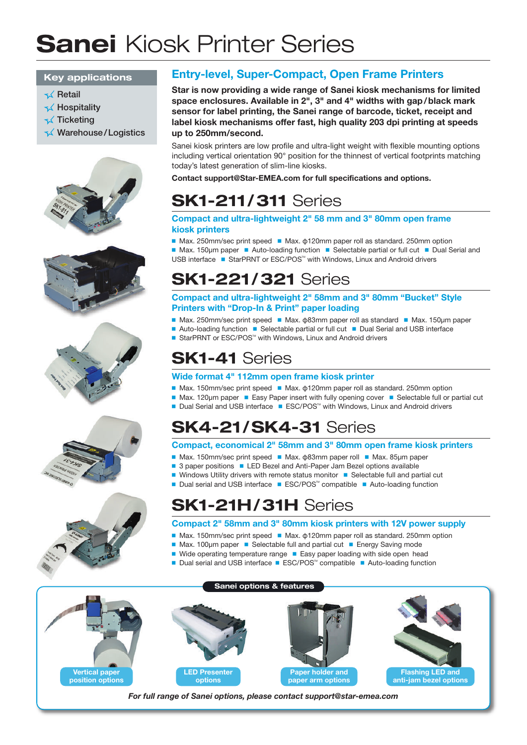# **Sanei** Kiosk Printer Series

## Key applications

- Retail
- Hospitality
- Ticketing
- Warehouse/Logistics

## Entry-level, Super-Compact, Open Frame Printers

**Star is now providing a wide range of Sanei kiosk mechanisms for limited space enclosures. Available in 2", 3" and 4" widths with gap/black mark sensor for label printing, the Sanei range of barcode, ticket, receipt and label kiosk mechanisms offer fast, high quality 203 dpi printing at speeds up to 250mm/second.**

Sanei kiosk printers are low profile and ultra-light weight with flexible mounting options including vertical orientation 90° position for the thinnest of vertical footprints matching today's latest generation of slim-line kiosks.

**Contact support@Star-EMEA.com for full specifications and options.**

## **SK1-211/311** Series

### Compact and ultra-lightweight 2" 58 mm and 3" 80mm open frame kiosk printers

- Max. 250mm/sec print speed
- Max. ф120mm paper roll as standard. 250mm option
- Max. 150µm paper
- Auto-loading function
- Selectable partial or full cut
- Dual Serial and USB interface
- StarPRNT or ESC/POS™ with Windows, Linux and Android drivers

## **SK1-221/321** Series

### Compact and ultra-lightweight 2" 58mm and 3" 80mm "Bucket" Style Printers with "Drop-In & Print" paper loading

- Max. 250mm/sec print speed
- Max. ф83mm paper roll as standard
- Max. 150µm paper
- Auto-loading function
- Selectable partial or full cut
- Dual Serial and USB interface
- StarPRNT or ESC/POS™ with Windows, Linux and Android drivers

## **SK1-41** Series

### Wide format 4" 112mm open frame kiosk printer

- Max. 150mm/sec print speed
- Max. ф120mm paper roll as standard. 250mm option
- Max. 120µm paper
- Easy Paper insert with fully opening cover
- Selectable full or partial cut
- Dual Serial and USB interface
- ESC/POS™ with Windows, Linux and Android drivers

## **SK4-21/SK4-31** Series

### Compact, economical 2" 58mm and 3" 80mm open frame kiosk printers

- Max. 150mm/sec print speed
- Max. ф83mm paper roll
- Max. 85µm paper
- 3 paper positions
- LED Bezel and Anti-Paper Jam Bezel options available
- Windows Utility drivers with remote status monitor
- Selectable full and partial cut
- Dual serial and USB interface
- ESC/POS™ compatible
- Auto-loading function

## **SK1-21H/31H** Series

### Compact 2" 58mm and 3" 80mm kiosk printers with 12V power supply

- Max. 150mm/sec print speed
- Max. ф120mm paper roll as standard. 250mm option
- Max. 100µm paper
- Selectable full and partial cut
- Energy Saving mode
- Wide operating temperature range
- Easy paper loading with side open head
- Dual serial and USB interface
- ESC/POS™ compatible
- Auto-loading function

## Sanei options & features

- Vertical paper position options
- LED Presenter options
- Paper holder and paper arm options
- Flashing LED and anti-jam bezel options

*For full range of Sanei options, please contact support@star-emea.com*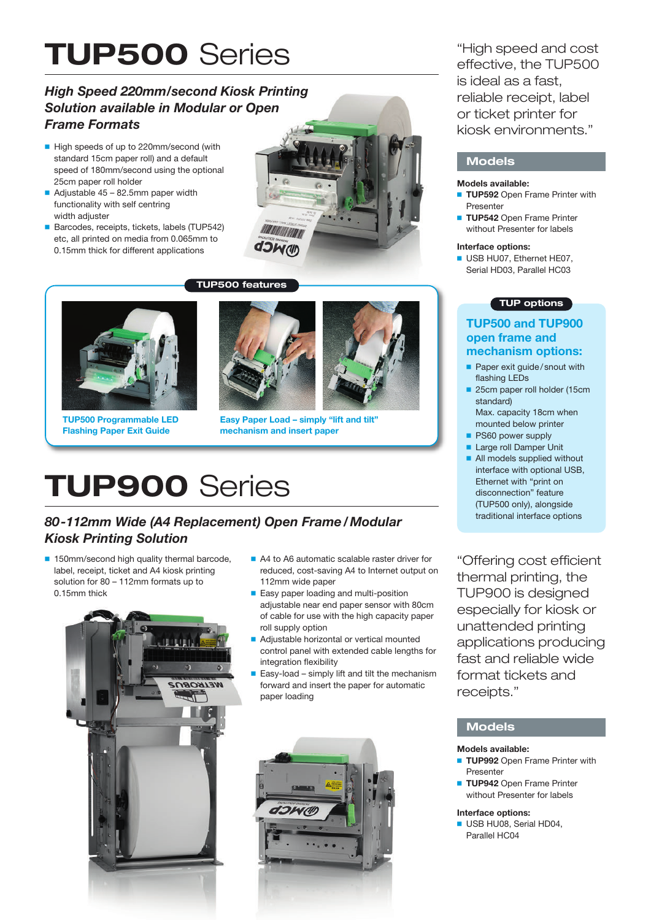# TUP500 Series

### *High Speed 220mm/second Kiosk Printing Solution available in Modular or Open Frame Formats*

- High speeds of up to 220mm/second (with standard 15cm paper roll) and a default speed of 180mm/second using the optional 25cm paper roll holder
- Adjustable 45 – 82.5mm paper width functionality with self centring width adjuster
- Barcodes, receipts, tickets, labels (TUP542) etc, all printed on media from 0.065mm to 0.15mm thick for different applications

“High speed and cost effective, the TUP500 is ideal as a fast, reliable receipt, label or ticket printer for kiosk environments.”

## Models

**Models available:**

- **TUP592** Open Frame Printer with Presenter
- **TUP542** Open Frame Printer without Presenter for labels

**Interface options:**

- USB HU07, Ethernet HE07, Serial HD03, Parallel HC03

### TUP500 features

TUP500 Programmable LED Flashing Paper Exit Guide

Easy Paper Load – simply “lift and tilt” mechanism and insert paper

### TUP options

#### TUP500 and TUP900 open frame and mechanism options:

- Paper exit guide/snout with flashing LEDs
- 25cm paper roll holder (15cm standard) Max. capacity 18cm when mounted below printer
- PS60 power supply
- Large roll Damper Unit
- All models supplied without interface with optional USB, Ethernet with “print on disconnection” feature (TUP500 only), alongside traditional interface options

# TUP900 Series

### *80-112mm Wide (A4 Replacement) Open Frame / Modular Kiosk Printing Solution*

- 150mm/second high quality thermal barcode, label, receipt, ticket and A4 kiosk printing solution for 80 – 112mm formats up to 0.15mm thick
- A4 to A6 automatic scalable raster driver for reduced, cost-saving A4 to Internet output on 112mm wide paper
- Easy paper loading and multi-position adjustable near end paper sensor with 80cm of cable for use with the high capacity paper roll supply option
- Adjustable horizontal or vertical mounted control panel with extended cable lengths for integration flexibility
- Easy-load – simply lift and tilt the mechanism forward and insert the paper for automatic paper loading

“Offering cost efficient thermal printing, the TUP900 is designed especially for kiosk or unattended printing applications producing fast and reliable wide format tickets and receipts.”

## Models

**Models available:**

- **TUP992** Open Frame Printer with Presenter
- **TUP942** Open Frame Printer without Presenter for labels

**Interface options:**

- USB HU08, Serial HD04, Parallel HC04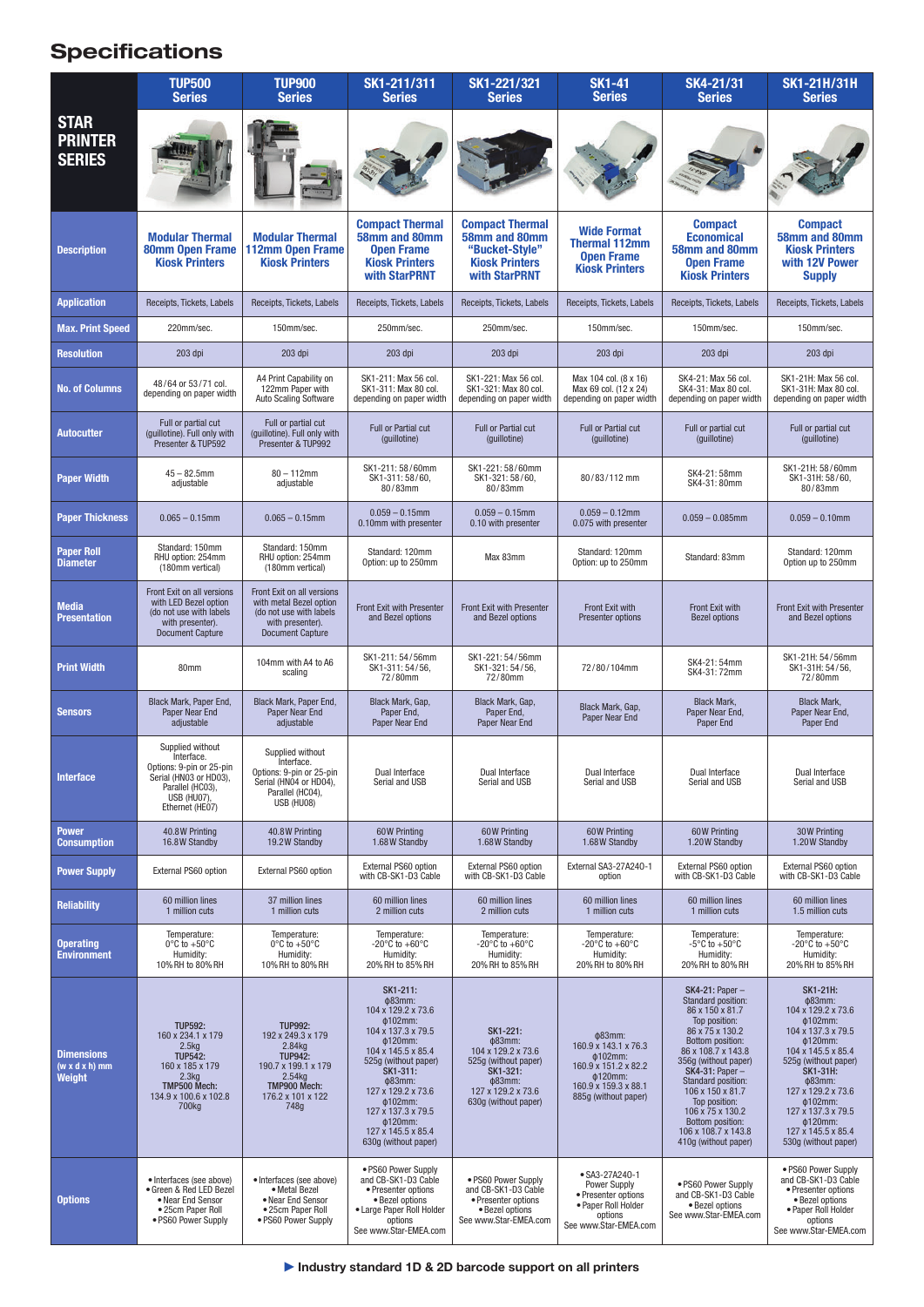# Specifications

| STAR PRINTER SERIES | TUP500 Series | TUP900 Series | SK1-211/311 Series | SK1-221/321 Series | SK1-41 Series | SK4-21/31 Series | SK1-21H/31H Series |
|---|---|---|---|---|---|---|---|
| **Description** | **Modular Thermal 80mm Open Frame Kiosk Printers** | **Modular Thermal 112mm Open Frame Kiosk Printers** | **Compact Thermal 58mm and 80mm Open Frame Kiosk Printers with StarPRNT** | **Compact Thermal 58mm and 80mm "Bucket-Style" Kiosk Printers with StarPRNT** | **Wide Format Thermal 112mm Open Frame Kiosk Printers** | **Compact Economical 58mm and 80mm Open Frame Kiosk Printers** | **Compact 58mm and 80mm Kiosk Printers with 12V Power Supply** |
| **Application** | Receipts, Tickets, Labels | Receipts, Tickets, Labels | Receipts, Tickets, Labels | Receipts, Tickets, Labels | Receipts, Tickets, Labels | Receipts, Tickets, Labels | Receipts, Tickets, Labels |
| **Max. Print Speed** | 220mm/sec. | 150mm/sec. | 250mm/sec. | 250mm/sec. | 150mm/sec. | 150mm/sec. | 150mm/sec. |
| **Resolution** | 203 dpi | 203 dpi | 203 dpi | 203 dpi | 203 dpi | 203 dpi | 203 dpi |
| **No. of Columns** | 48/64 or 53/71 col. depending on paper width | A4 Print Capability on 122mm Paper with Auto Scaling Software | SK1-211: Max 56 col. SK1-311: Max 80 col. depending on paper width | SK1-221: Max 56 col. SK1-321: Max 80 col. depending on paper width | Max 104 col. (8 x 16) Max 69 col. (12 x 24) depending on paper width | SK4-21: Max 56 col. SK4-31: Max 80 col. depending on paper width | SK1-21H: Max 56 col. SK1-31H: Max 80 col. depending on paper width |
| **Autocutter** | Full or partial cut (guillotine). Full only with Presenter & TUP592 | Full or partial cut (guillotine). Full only with Presenter & TUP992 | Full or Partial cut (guillotine) | Full or Partial cut (guillotine) | Full or Partial cut (guillotine) | Full or partial cut (guillotine) | Full or partial cut (guillotine) |
| **Paper Width** | 45 – 82.5mm adjustable | 80 – 112mm adjustable | SK1-211: 58/60mm SK1-311: 58/60, 80/83mm | SK1-221: 58/60mm SK1-321: 58/60, 80/83mm | 80/83/112 mm | SK4-21: 58mm SK4-31: 80mm | SK1-21H: 58/60mm SK1-31H: 58/60, 80/83mm |
| **Paper Thickness** | 0.065 – 0.15mm | 0.065 – 0.15mm | 0.059 – 0.15mm 0.10mm with presenter | 0.059 – 0.15mm 0.10 with presenter | 0.059 – 0.12mm 0.075 with presenter | 0.059 – 0.085mm | 0.059 – 0.10mm |
| **Paper Roll Diameter** | Standard: 150mm RHU option: 254mm (180mm vertical) | Standard: 150mm RHU option: 254mm (180mm vertical) | Standard: 120mm Option: up to 250mm | Max 83mm | Standard: 120mm Option: up to 250mm | Standard: 83mm | Standard: 120mm Option up to 250mm |
| **Media Presentation** | Front Exit on all versions with LED Bezel option (do not use with labels with presenter). Document Capture | Front Exit on all versions with metal Bezel option (do not use with labels with presenter). Document Capture | Front Exit with Presenter and Bezel options | Front Exit with Presenter and Bezel options | Front Exit with Presenter options | Front Exit with Bezel options | Front Exit with Presenter and Bezel options |
| **Print Width** | 80mm | 104mm with A4 to A6 scaling | SK1-211: 54/56mm SK1-311: 54/56, 72/80mm | SK1-221: 54/56mm SK1-321: 54/56, 72/80mm | 72/80/104mm | SK4-21: 54mm SK4-31: 72mm | SK1-21H: 54/56mm SK1-31H: 54/56, 72/80mm |
| **Sensors** | Black Mark, Paper End, Paper Near End adjustable | Black Mark, Paper End, Paper Near End adjustable | Black Mark, Gap, Paper End, Paper Near End | Black Mark, Gap, Paper End, Paper Near End | Black Mark, Gap, Paper Near End | Black Mark, Paper Near End, Paper End | Black Mark, Paper Near End, Paper End |
| **Interface** | Supplied without Interface. Options: 9-pin or 25-pin Serial (HN03 or HD03), Parallel (HC03), USB (HU07), Ethernet (HE07) | Supplied without Interface. Options: 9-pin or 25-pin Serial (HN04 or HD04), Parallel (HC04), USB (HU08) | Dual Interface Serial and USB | Dual Interface Serial and USB | Dual Interface Serial and USB | Dual Interface Serial and USB | Dual Interface Serial and USB |
| **Power Consumption** | 40.8W Printing 16.8W Standby | 40.8W Printing 19.2W Standby | 60W Printing 1.68W Standby | 60W Printing 1.68W Standby | 60W Printing 1.68W Standby | 60W Printing 1.20W Standby | 30W Printing 1.20W Standby |
| **Power Supply** | External PS60 option | External PS60 option | External PS60 option with CB-SK1-D3 Cable | External PS60 option with CB-SK1-D3 Cable | External SA3-27A240-1 option | External PS60 option with CB-SK1-D3 Cable | External PS60 option with CB-SK1-D3 Cable |
| **Reliability** | 60 million lines 1 million cuts | 37 million lines 1 million cuts | 60 million lines 2 million cuts | 60 million lines 2 million cuts | 60 million lines 1 million cuts | 60 million lines 1 million cuts | 60 million lines 1.5 million cuts |
| **Operating Environment** | Temperature: 0°C to +50°C Humidity: 10%RH to 80%RH | Temperature: 0°C to +50°C Humidity: 10%RH to 80%RH | Temperature: -20°C to +60°C Humidity: 20%RH to 85%RH | Temperature: -20°C to +60°C Humidity: 20%RH to 85%RH | Temperature: -20°C to +60°C Humidity: 20%RH to 80%RH | Temperature: -5°C to +50°C Humidity: 20%RH to 80%RH | Temperature: -20°C to +50°C Humidity: 20%RH to 85%RH |
| **Dimensions (w x d x h) mm Weight** | **TUP592:** 160 x 234.1 x 179 2.5kg **TUP542:** 160 x 185 x 179 2.3kg **TMP500 Mech:** 134.9 x 100.6 x 102.8 700kg | **TUP992:** 192 x 249.3 x 179 2.84kg **TUP942:** 190.7 x 199.1 x 179 2.54kg **TMP900 Mech:** 176.2 x 101 x 122 748g | **SK1-211:** ϕ83mm: 104 x 129.2 x 73.6 ϕ102mm: 104 x 137.3 x 79.5 ϕ120mm: 104 x 145.5 x 85.4 525g (without paper) **SK1-311:** ϕ83mm: 127 x 129.2 x 73.6 ϕ102mm: 127 x 137.3 x 79.5 ϕ120mm: 127 x 145.5 x 85.4 630g (without paper) | **SK1-221:** ϕ83mm: 104 x 129.2 x 73.6 525g (without paper) **SK1-321:** ϕ83mm: 127 x 129.2 x 73.6 630g (without paper) | ϕ83mm: 160.9 x 143.1 x 76.3 ϕ102mm: 160.9 x 151.2 x 82.2 ϕ120mm: 160.9 x 159.3 x 88.1 885g (without paper) | **SK4-21:** Paper – Standard position: 86 x 150 x 81.7 Top position: 86 x 75 x 130.2 Bottom position: 86 x 108.7 x 143.8 356g (without paper) **SK4-31:** Paper – Standard position: 106 x 150 x 81.7 Top position: 106 x 75 x 130.2 Bottom position: 106 x 108.7 x 143.8 410g (without paper) | **SK1-21H:** ϕ83mm: 104 x 129.2 x 73.6 ϕ102mm: 104 x 137.3 x 79.5 ϕ120mm: 104 x 145.5 x 85.4 525g (without paper) **SK1-31H:** ϕ83mm: 127 x 129.2 x 73.6 ϕ102mm: 127 x 137.3 x 79.5 ϕ120mm: 127 x 145.5 x 85.4 530g (without paper) |
| **Options** | • Interfaces (see above) • Green & Red LED Bezel • Near End Sensor • 25cm Paper Roll • PS60 Power Supply | • Interfaces (see above) • Metal Bezel • Near End Sensor • 25cm Paper Roll • PS60 Power Supply | • PS60 Power Supply and CB-SK1-D3 Cable • Presenter options • Bezel options • Large Paper Roll Holder options See www.Star-EMEA.com | • PS60 Power Supply and CB-SK1-D3 Cable • Presenter options • Bezel options See www.Star-EMEA.com | • SA3-27A240-1 Power Supply • Presenter options • Paper Roll Holder options See www.Star-EMEA.com | • PS60 Power Supply and CB-SK1-D3 Cable • Bezel options See www.Star-EMEA.com | • PS60 Power Supply and CB-SK1-D3 Cable • Presenter options • Bezel options • Paper Roll Holder options See www.Star-EMEA.com |

► **Industry standard 1D & 2D barcode support on all printers**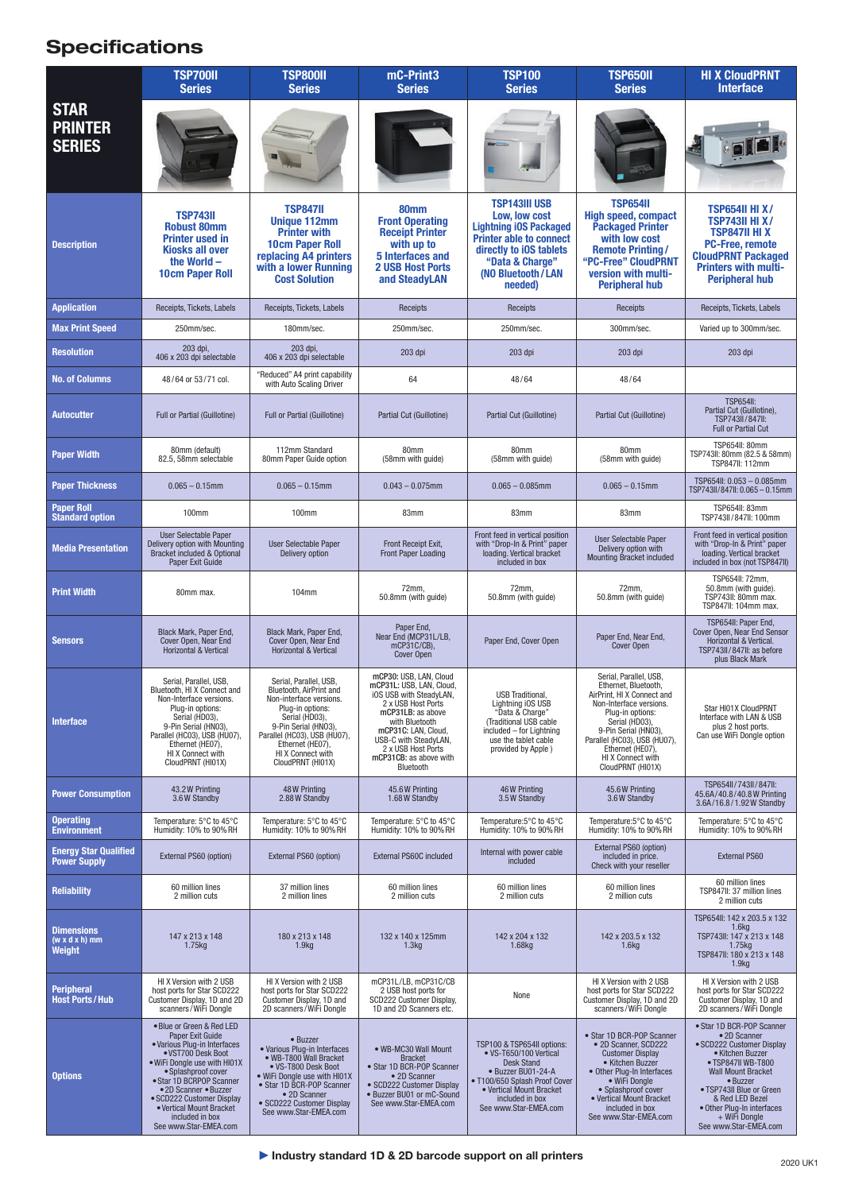# Specifications

| STAR PRINTER SERIES | TSP700II Series | TSP800II Series | mC-Print3 Series | TSP100 Series | TSP650II Series | HI X CloudPRNT Interface |
|---|---|---|---|---|---|---|
| Description | **TSP743II Robust 80mm Printer used in Kiosks all over the World – 10cm Paper Roll** | **TSP847II Unique 112mm Printer with 10cm Paper Roll replacing A4 printers with a lower Running Cost Solution** | **80mm Front Operating Receipt Printer with up to 5 Interfaces and 2 USB Host Ports and SteadyLAN** | **TSP143III USB Low, low cost Lightning iOS Packaged Printer able to connect directly to iOS tablets "Data & Charge" (NO Bluetooth / LAN needed)** | **TSP654II High speed, compact Packaged Printer with low cost Remote Printing / "PC-Free" CloudPRNT version with multi-Peripheral hub** | **TSP654II HI X / TSP743II HI X / TSP847II HI X PC-Free, remote CloudPRNT Packaged Printers with multi-Peripheral hub** |
| Application | Receipts, Tickets, Labels | Receipts, Tickets, Labels | Receipts | Receipts | Receipts | Receipts, Tickets, Labels |
| Max Print Speed | 250mm/sec. | 180mm/sec. | 250mm/sec. | 250mm/sec. | 300mm/sec. | Varied up to 300mm/sec. |
| Resolution | 203 dpi, 406 x 203 dpi selectable | 203 dpi, 406 x 203 dpi selectable | 203 dpi | 203 dpi | 203 dpi | 203 dpi |
| No. of Columns | 48 / 64 or 53 / 71 col. | "Reduced" A4 print capability with Auto Scaling Driver | 64 | 48 / 64 | 48 / 64 | |
| Autocutter | Full or Partial (Guillotine) | Full or Partial (Guillotine) | Partial Cut (Guillotine) | Partial Cut (Guillotine) | Partial Cut (Guillotine) | TSP654II: Partial Cut (Guillotine), TSP743II / 847II: Full or Partial Cut |
| Paper Width | 80mm (default) 82.5, 58mm selectable | 112mm Standard 80mm Paper Guide option | 80mm (58mm with guide) | 80mm (58mm with guide) | 80mm (58mm with guide) | TSP654II: 80mm TSP743II: 80mm (82.5 & 58mm) TSP847II: 112mm |
| Paper Thickness | 0.065 – 0.15mm | 0.065 – 0.15mm | 0.043 – 0.075mm | 0.065 – 0.085mm | 0.065 – 0.15mm | TSP654II: 0.053 – 0.085mm TSP743II/847II: 0.065 – 0.15mm |
| Paper Roll Standard option | 100mm | 100mm | 83mm | 83mm | 83mm | TSP654II: 83mm TSP743II / 847II: 100mm |
| Media Presentation | User Selectable Paper Delivery option with Mounting Bracket included & Optional Paper Exit Guide | User Selectable Paper Delivery option | Front Receipt Exit, Front Paper Loading | Front feed in vertical position with "Drop-In & Print" paper loading. Vertical bracket included in box | User Selectable Paper Delivery option with Mounting Bracket included | Front feed in vertical position with "Drop-In & Print" paper loading. Vertical bracket included in box (not TSP847II) |
| Print Width | 80mm max. | 104mm | 72mm, 50.8mm (with guide) | 72mm, 50.8mm (with guide) | 72mm, 50.8mm (with guide) | TSP654II: 72mm, 50.8mm (with guide). TSP743II: 80mm max. TSP847II: 104mm max. |
| Sensors | Black Mark, Paper End, Cover Open, Near End Horizontal & Vertical | Black Mark, Paper End, Cover Open, Near End Horizontal & Vertical | Paper End, Near End (MCP31L/LB, mCP31C/CB), Cover Open | Paper End, Cover Open | Paper End, Near End, Cover Open | TSP654II: Paper End, Cover Open, Near End Sensor Horizontal & Vertical. TSP743II / 847II: as before plus Black Mark |
| Interface | Serial, Parallel, USB, Bluetooth, HI X Connect and Non-interface versions. Plug-in options: Serial (HD03), 9-Pin Serial (HN03), Parallel (HC03), USB (HU07), Ethernet (HE07), HI X Connect with CloudPRNT (HI01X) | Serial, Parallel, USB, Bluetooth, AirPrint and Non-interface versions. Plug-in options: Serial (HD03), 9-Pin Serial (HN03), Parallel (HC03), USB (HU07), Ethernet (HE07), HI X Connect with CloudPRNT (HI01X) | **mCP30:** USB, LAN, Cloud **mCP31L:** USB, LAN, Cloud, iOS USB with SteadyLAN, 2 x USB Host Ports **mCP31LB:** as above with Bluetooth **mCP31C:** LAN, Cloud, USB-C with SteadyLAN, 2 x USB Host Ports **mCP31CB:** as above with Bluetooth | USB Traditional, Lightning iOS USB "Data & Charge" (Traditional USB cable included – for Lightning use the tablet cable provided by Apple) | Serial, Parallel, USB, Ethernet, Bluetooth, AirPrint, HI X Connect and Non-interface versions. Plug-in options: Serial (HD03), 9-Pin Serial (HN03), Parallel (HC03), USB (HU07), Ethernet (HE07), HI X Connect with CloudPRNT (HI01X) | Star HI01X CloudPRNT Interface with LAN & USB plus 2 host ports. Can use WiFi Dongle option |
| Power Consumption | 43.2W Printing 3.6W Standby | 48W Printing 2.88W Standby | 45.6W Printing 1.68W Standby | 46W Printing 3.5W Standby | 45.6W Printing 3.6W Standby | TSP654II/743II/847II: 45.6A/40.8/40.8W Printing 3.6A/16.8/1.92W Standby |
| Operating Environment | Temperature: 5°C to 45°C Humidity: 10% to 90% RH | Temperature: 5°C to 45°C Humidity: 10% to 90% RH | Temperature: 5°C to 45°C Humidity: 10% to 90% RH | Temperature:5°C to 45°C Humidity: 10% to 90% RH | Temperature:5°C to 45°C Humidity: 10% to 90% RH | Temperature: 5°C to 45°C Humidity: 10% to 90% RH |
| Energy Star Qualified Power Supply | External PS60 (option) | External PS60 (option) | External PS60C included | Internal with power cable included | External PS60 (option) included in price. Check with your reseller | External PS60 |
| Reliability | 60 million lines 2 million cuts | 37 million lines 2 million lines | 60 million lines 2 million cuts | 60 million lines 2 million cuts | 60 million lines 2 million cuts | 60 million lines TSP847II: 37 million lines 2 million cuts |
| Dimensions (w x d x h) mm Weight | 147 x 213 x 148 1.75kg | 180 x 213 x 148 1.9kg | 132 x 140 x 125mm 1.3kg | 142 x 204 x 132 1.68kg | 142 x 203.5 x 132 1.6kg | TSP654II: 142 x 203.5 x 132 1.6kg TSP743II: 147 x 213 x 148 1.75kg TSP847II: 180 x 213 x 148 1.9kg |
| Peripheral Host Ports / Hub | HI X Version with 2 USB host ports for Star SCD222 Customer Display, 1D and 2D scanners / WiFi Dongle | HI X Version with 2 USB host ports for Star SCD222 Customer Display, 1D and 2D scanners / WiFi Dongle | mCP31L/LB, mCP31C/CB 2 USB host ports for SCD222 Customer Display, 1D and 2D Scanners etc. | None | HI X Version with 2 USB host ports for Star SCD222 Customer Display, 1D and 2D scanners / WiFi Dongle | HI X Version with 2 USB host ports for Star SCD222 Customer Display, 1D and 2D scanners / WiFi Dongle |
| Options | • Blue or Green & Red LED Paper Exit Guide • Various Plug-in Interfaces • VST700 Desk Boot • WiFi Dongle use with HI01X • Splashproof cover • Star 1D BCRPOP Scanner • 2D Scanner • Buzzer • SCD222 Customer Display • Vertical Mount Bracket included in box See www.Star-EMEA.com | • Buzzer • Various Plug-in Interfaces • WB-T800 Wall Bracket • VS-T800 Desk Boot • WiFi Dongle use with HI01X • Star 1D BCR-POP Scanner • 2D Scanner • SCD222 Customer Display See www.Star-EMEA.com | • WB-MC30 Wall Mount Bracket • Star 1D BCR-POP Scanner • 2D Scanner • SCD222 Customer Display • Buzzer BU01 or mC-Sound See www.Star-EMEA.com | TSP100 & TSP654II options: • VS-T650/100 Vertical Desk Stand • Buzzer BU01-24-A • T100/650 Splash Proof Cover • Vertical Mount Bracket included in box See www.Star-EMEA.com | • Star 1D BCR-POP Scanner • 2D Scanner, SCD222 Customer Display • Kitchen Buzzer • Other Plug-In Interfaces • WiFi Dongle • Splashproof cover • Vertical Mount Bracket included in box See www.Star-EMEA.com | • Star 1D BCR-POP Scanner • 2D Scanner • SCD222 Customer Display • Kitchen Buzzer • TSP847II WB-T800 Wall Mount Bracket • Buzzer • TSP743II Blue or Green & Red LED Bezel • Other Plug-In interfaces + WiFi Dongle See www.Star-EMEA.com |

► **Industry standard 1D & 2D barcode support on all printers**

2020 UK1